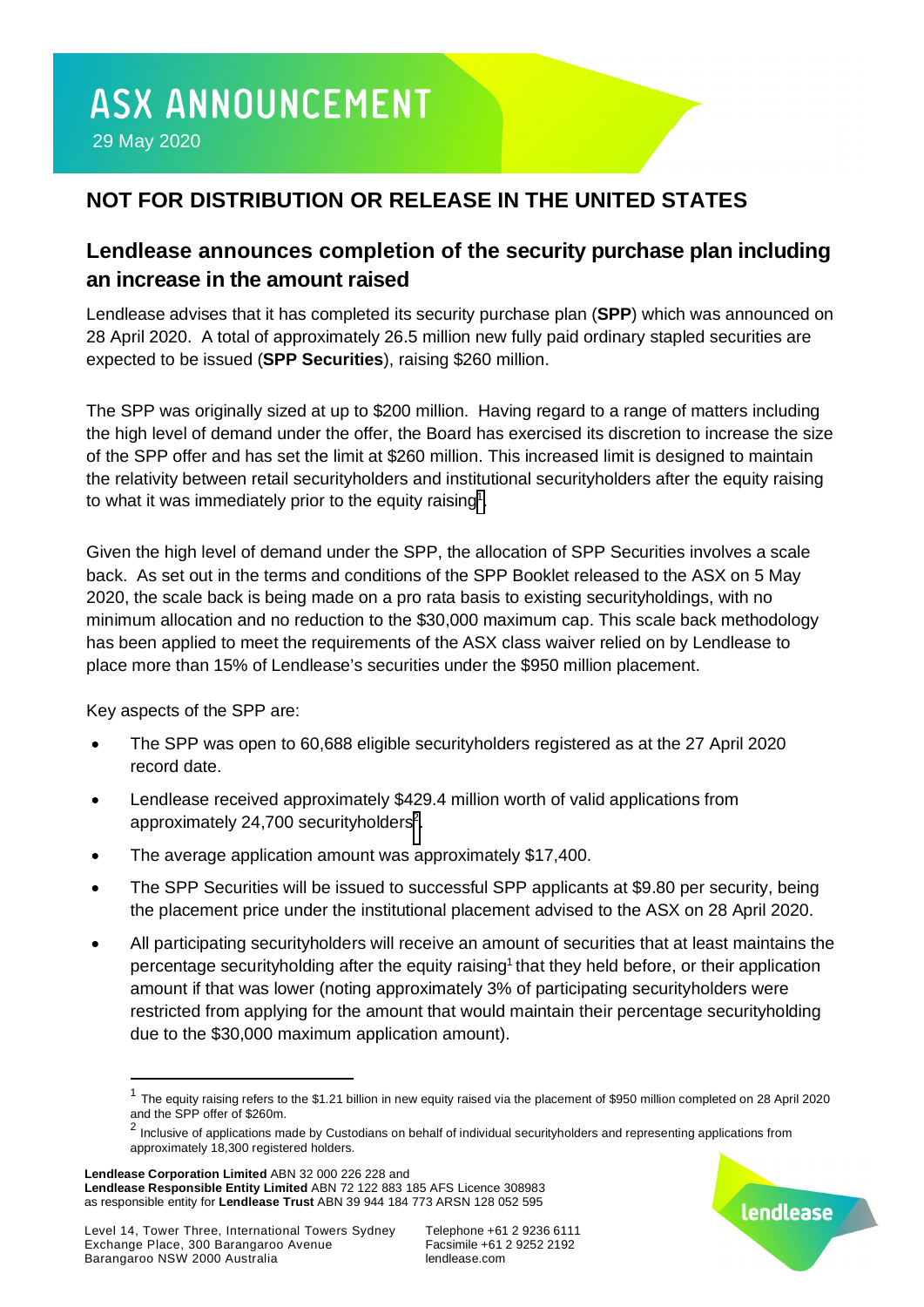# ASX ANNOUNCEMENT

29 May 2020

## NOT FOR DISTRIBUTION OR RELEASE IN THE UNITED STATES

### Lendlease announces completion of the security purchase plan including an increase in the amount raised

Lendlease advises that it has completed its security purchase plan (**SPP**) which was announced on 28 April 2020. A total of approximately 26.5 million new fully paid ordinary stapled securities are expected to be issued (**SPP Securities**), raising $260 million.

The SPP was originally sized at up to $200 million. Having regard to a range of matters including the high level of demand under the offer, the Board has exercised its discretion to increase the size of the SPP offer and has set the limit at $260 million. This increased limit is designed to maintain the relativity between retail securityholders and institutional securityholders after the equity raising to what it was immediately prior to the equity raising[1].

Given the high level of demand under the SPP, the allocation of SPP Securities involves a scale back. As set out in the terms and conditions of the SPP Booklet released to the ASX on 5 May 2020, the scale back is being made on a pro rata basis to existing securityholdings, with no minimum allocation and no reduction to the $30,000 maximum cap. This scale back methodology has been applied to meet the requirements of the ASX class waiver relied on by Lendlease to place more than 15% of Lendlease's securities under the $950 million placement.

Key aspects of the SPP are:

- The SPP was open to 60,688 eligible securityholders registered as at the 27 April 2020 record date.
- Lendlease received approximately $429.4 million worth of valid applications from approximately 24,700 securityholders[2].
- The average application amount was approximately $17,400.
- The SPP Securities will be issued to successful SPP applicants at $9.80 per security, being the placement price under the institutional placement advised to the ASX on 28 April 2020.
- All participating securityholders will receive an amount of securities that at least maintains the percentage securityholding after the equity raising[1] that they held before, or their application amount if that was lower (noting approximately 3% of participating securityholders were restricted from applying for the amount that would maintain their percentage securityholding due to the $30,000 maximum application amount).

---

[1] The equity raising refers to the $1.21 billion in new equity raised via the placement of $950 million completed on 28 April 2020 and the SPP offer of $260m.

[2] Inclusive of applications made by Custodians on behalf of individual securityholders and representing applications from approximately 18,300 registered holders.

**Lendlease Corporation Limited** ABN 32 000 226 228 and
**Lendlease Responsible Entity Limited** ABN 72 122 883 185 AFS Licence 308983
as responsible entity for **Lendlease Trust** ABN 39 944 184 773 ARSN 128 052 595

Level 14, Tower Three, International Towers Sydney
Exchange Place, 300 Barangaroo Avenue
Barangaroo NSW 2000 Australia

Telephone +61 2 9236 6111
Facsimile +61 2 9252 2192
lendlease.com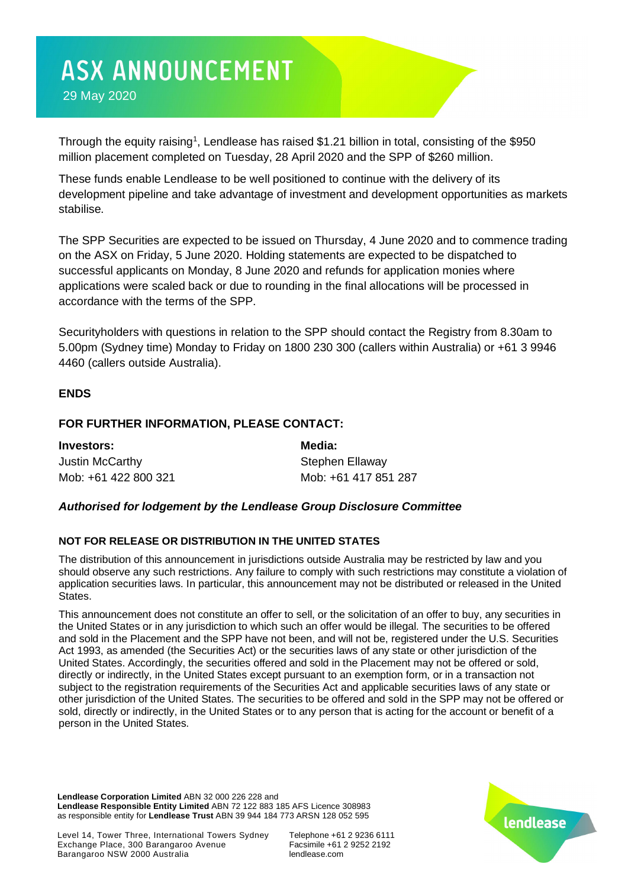# ASX ANNOUNCEMENT

29 May 2020

Through the equity raising[1], Lendlease has raised $1.21 billion in total, consisting of the $950 million placement completed on Tuesday, 28 April 2020 and the SPP of $260 million.

These funds enable Lendlease to be well positioned to continue with the delivery of its development pipeline and take advantage of investment and development opportunities as markets stabilise.

The SPP Securities are expected to be issued on Thursday, 4 June 2020 and to commence trading on the ASX on Friday, 5 June 2020. Holding statements are expected to be dispatched to successful applicants on Monday, 8 June 2020 and refunds for application monies where applications were scaled back or due to rounding in the final allocations will be processed in accordance with the terms of the SPP.

Securityholders with questions in relation to the SPP should contact the Registry from 8.30am to 5.00pm (Sydney time) Monday to Friday on 1800 230 300 (callers within Australia) or +61 3 9946 4460 (callers outside Australia).

**ENDS**

**FOR FURTHER INFORMATION, PLEASE CONTACT:**

**Investors:**
Justin McCarthy
Mob: +61 422 800 321

**Media:**
Stephen Ellaway
Mob: +61 417 851 287

***Authorised for lodgement by the Lendlease Group Disclosure Committee***

**NOT FOR RELEASE OR DISTRIBUTION IN THE UNITED STATES**

The distribution of this announcement in jurisdictions outside Australia may be restricted by law and you should observe any such restrictions. Any failure to comply with such restrictions may constitute a violation of application securities laws. In particular, this announcement may not be distributed or released in the United States.

This announcement does not constitute an offer to sell, or the solicitation of an offer to buy, any securities in the United States or in any jurisdiction to which such an offer would be illegal. The securities to be offered and sold in the Placement and the SPP have not been, and will not be, registered under the U.S. Securities Act 1993, as amended (the Securities Act) or the securities laws of any state or other jurisdiction of the United States. Accordingly, the securities offered and sold in the Placement may not be offered or sold, directly or indirectly, in the United States except pursuant to an exemption form, or in a transaction not subject to the registration requirements of the Securities Act and applicable securities laws of any state or other jurisdiction of the United States. The securities to be offered and sold in the SPP may not be offered or sold, directly or indirectly, in the United States or to any person that is acting for the account or benefit of a person in the United States.

**Lendlease Corporation Limited** ABN 32 000 226 228 and
**Lendlease Responsible Entity Limited** ABN 72 122 883 185 AFS Licence 308983
as responsible entity for **Lendlease Trust** ABN 39 944 184 773 ARSN 128 052 595

Level 14, Tower Three, International Towers Sydney
Exchange Place, 300 Barangaroo Avenue
Barangaroo NSW 2000 Australia

Telephone +61 2 9236 6111
Facsimile +61 2 9252 2192
lendlease.com

lendlease